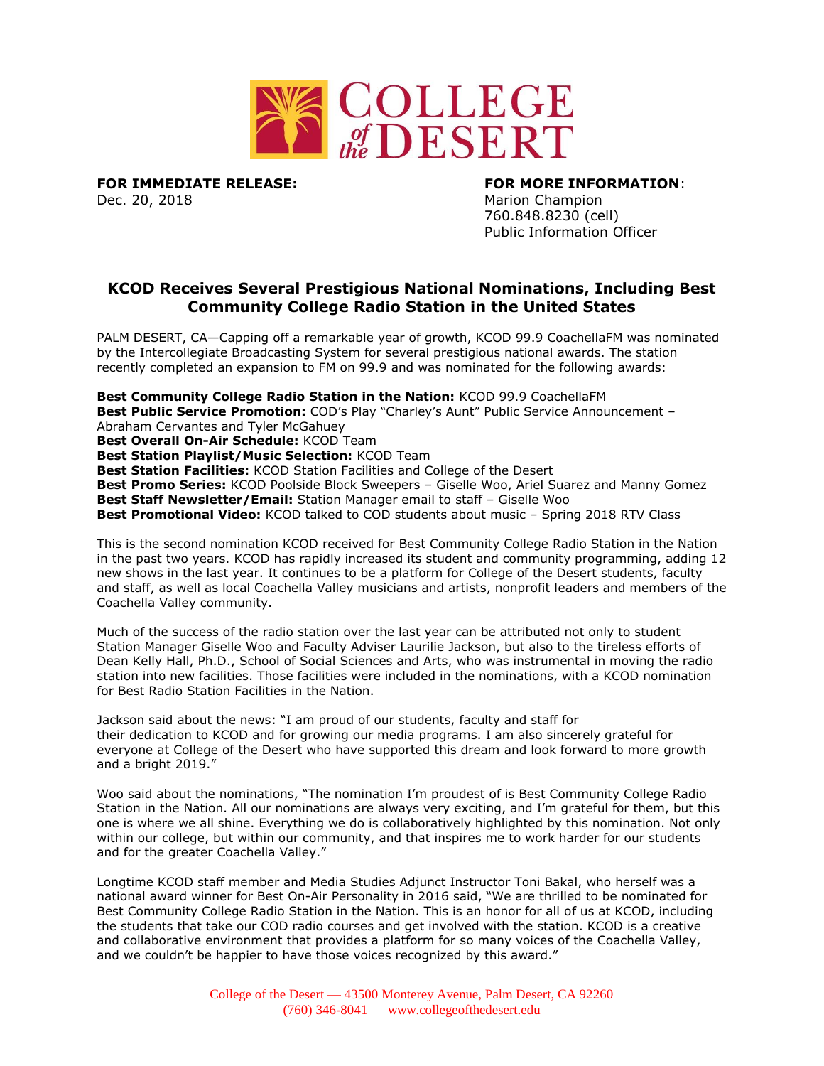**FOR IMMEDIATE RELEASE:**
Dec. 20, 2018

**FOR MORE INFORMATION**:
Marion Champion
760.848.8230 (cell)
Public Information Officer

## KCOD Receives Several Prestigious National Nominations, Including Best Community College Radio Station in the United States

PALM DESERT, CA—Capping off a remarkable year of growth, KCOD 99.9 CoachellaFM was nominated by the Intercollegiate Broadcasting System for several prestigious national awards. The station recently completed an expansion to FM on 99.9 and was nominated for the following awards:

**Best Community College Radio Station in the Nation:** KCOD 99.9 CoachellaFM
**Best Public Service Promotion:** COD's Play "Charley's Aunt" Public Service Announcement – Abraham Cervantes and Tyler McGahuey
**Best Overall On-Air Schedule:** KCOD Team
**Best Station Playlist/Music Selection:** KCOD Team
**Best Station Facilities:** KCOD Station Facilities and College of the Desert
**Best Promo Series:** KCOD Poolside Block Sweepers – Giselle Woo, Ariel Suarez and Manny Gomez
**Best Staff Newsletter/Email:** Station Manager email to staff – Giselle Woo
**Best Promotional Video:** KCOD talked to COD students about music – Spring 2018 RTV Class

This is the second nomination KCOD received for Best Community College Radio Station in the Nation in the past two years. KCOD has rapidly increased its student and community programming, adding 12 new shows in the last year. It continues to be a platform for College of the Desert students, faculty and staff, as well as local Coachella Valley musicians and artists, nonprofit leaders and members of the Coachella Valley community.

Much of the success of the radio station over the last year can be attributed not only to student Station Manager Giselle Woo and Faculty Adviser Laurilie Jackson, but also to the tireless efforts of Dean Kelly Hall, Ph.D., School of Social Sciences and Arts, who was instrumental in moving the radio station into new facilities. Those facilities were included in the nominations, with a KCOD nomination for Best Radio Station Facilities in the Nation.

Jackson said about the news: "I am proud of our students, faculty and staff for their dedication to KCOD and for growing our media programs. I am also sincerely grateful for everyone at College of the Desert who have supported this dream and look forward to more growth and a bright 2019."

Woo said about the nominations, "The nomination I'm proudest of is Best Community College Radio Station in the Nation. All our nominations are always very exciting, and I'm grateful for them, but this one is where we all shine. Everything we do is collaboratively highlighted by this nomination. Not only within our college, but within our community, and that inspires me to work harder for our students and for the greater Coachella Valley."

Longtime KCOD staff member and Media Studies Adjunct Instructor Toni Bakal, who herself was a national award winner for Best On-Air Personality in 2016 said, "We are thrilled to be nominated for Best Community College Radio Station in the Nation. This is an honor for all of us at KCOD, including the students that take our COD radio courses and get involved with the station. KCOD is a creative and collaborative environment that provides a platform for so many voices of the Coachella Valley, and we couldn't be happier to have those voices recognized by this award."

College of the Desert — 43500 Monterey Avenue, Palm Desert, CA 92260
(760) 346-8041 — www.collegeofthedesert.edu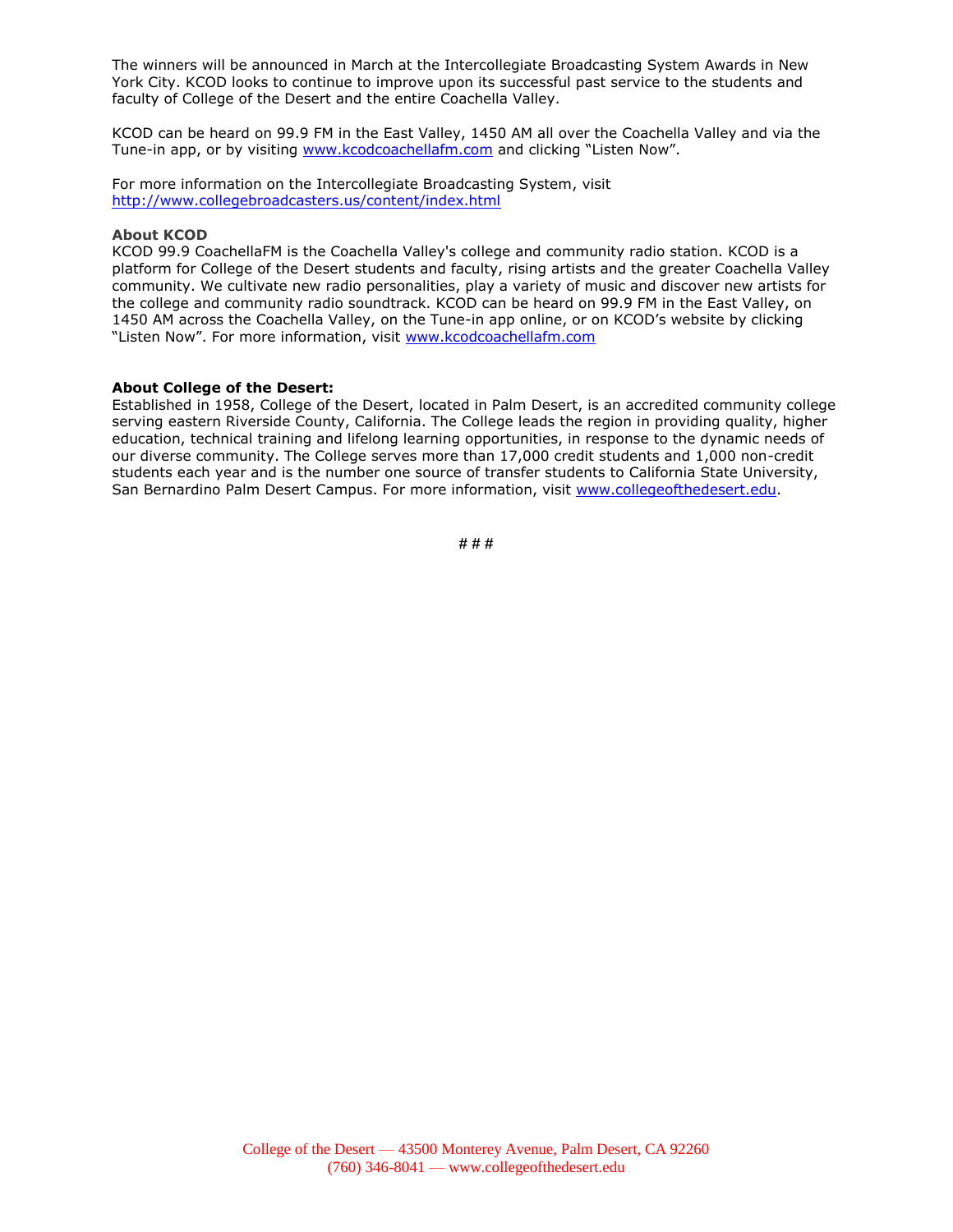The winners will be announced in March at the Intercollegiate Broadcasting System Awards in New York City. KCOD looks to continue to improve upon its successful past service to the students and faculty of College of the Desert and the entire Coachella Valley.

KCOD can be heard on 99.9 FM in the East Valley, 1450 AM all over the Coachella Valley and via the Tune-in app, or by visiting www.kcodcoachellafm.com and clicking "Listen Now".

For more information on the Intercollegiate Broadcasting System, visit http://www.collegebroadcasters.us/content/index.html

**About KCOD**

KCOD 99.9 CoachellaFM is the Coachella Valley's college and community radio station. KCOD is a platform for College of the Desert students and faculty, rising artists and the greater Coachella Valley community. We cultivate new radio personalities, play a variety of music and discover new artists for the college and community radio soundtrack. KCOD can be heard on 99.9 FM in the East Valley, on 1450 AM across the Coachella Valley, on the Tune-in app online, or on KCOD's website by clicking "Listen Now". For more information, visit www.kcodcoachellafm.com

**About College of the Desert:**

Established in 1958, College of the Desert, located in Palm Desert, is an accredited community college serving eastern Riverside County, California. The College leads the region in providing quality, higher education, technical training and lifelong learning opportunities, in response to the dynamic needs of our diverse community. The College serves more than 17,000 credit students and 1,000 non-credit students each year and is the number one source of transfer students to California State University, San Bernardino Palm Desert Campus. For more information, visit www.collegeofthedesert.edu.

# # #

College of the Desert — 43500 Monterey Avenue, Palm Desert, CA 92260
(760) 346-8041 — www.collegeofthedesert.edu